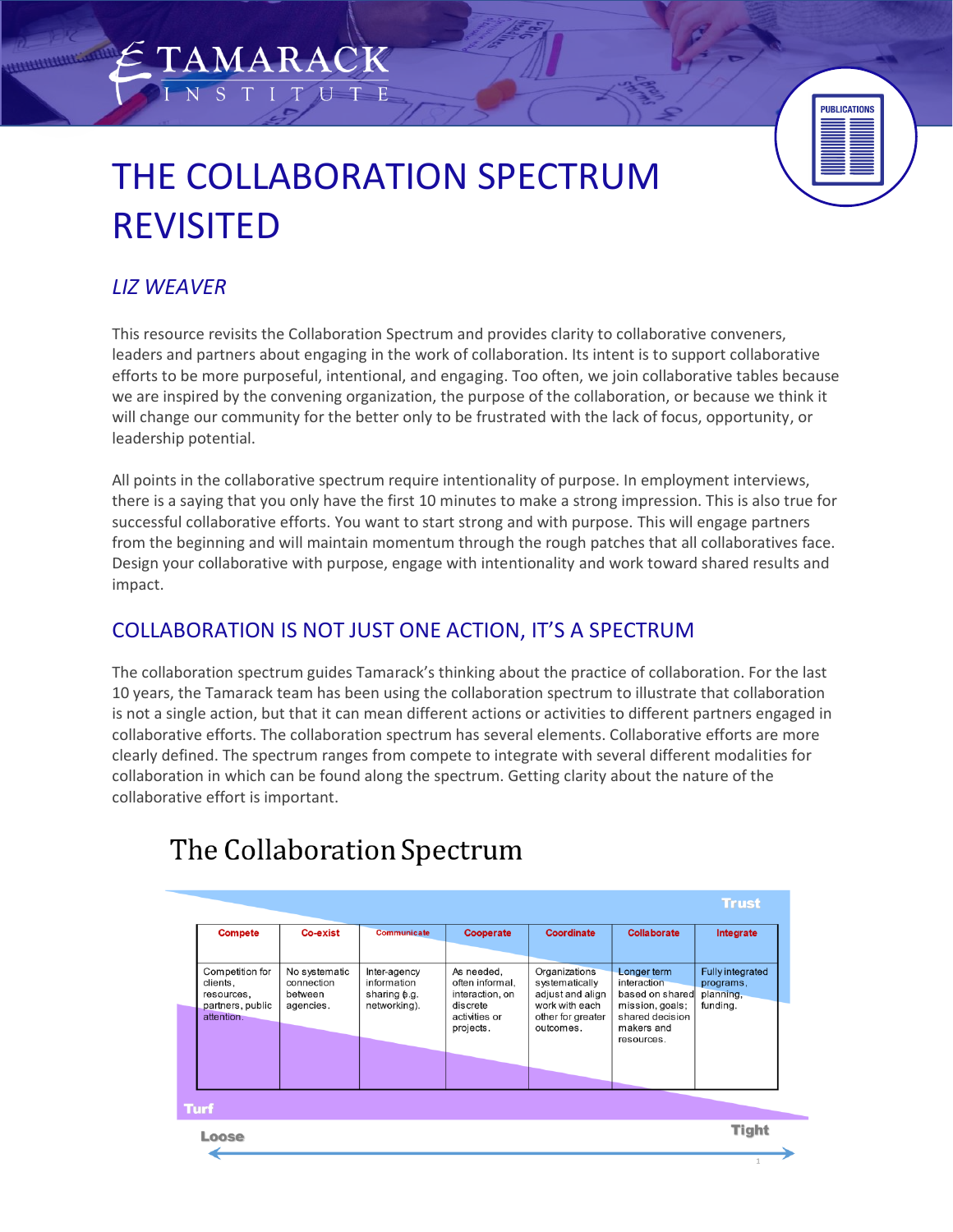# THE COLLABORATION SPECTRUM REVISITED

## *LIZ WEAVER*

This resource revisits the Collaboration Spectrum and provides clarity to collaborative conveners, leaders and partners about engaging in the work of collaboration. Its intent is to support collaborative efforts to be more purposeful, intentional, and engaging. Too often, we join collaborative tables because we are inspired by the convening organization, the purpose of the collaboration, or because we think it will change our community for the better only to be frustrated with the lack of focus, opportunity, or leadership potential.

All points in the collaborative spectrum require intentionality of purpose. In employment interviews, there is a saying that you only have the first 10 minutes to make a strong impression. This is also true for successful collaborative efforts. You want to start strong and with purpose. This will engage partners from the beginning and will maintain momentum through the rough patches that all collaboratives face. Design your collaborative with purpose, engage with intentionality and work toward shared results and impact.

## COLLABORATION IS NOT JUST ONE ACTION, IT'S A SPECTRUM

The collaboration spectrum guides Tamarack's thinking about the practice of collaboration. For the last 10 years, the Tamarack team has been using the collaboration spectrum to illustrate that collaboration is not a single action, but that it can mean different actions or activities to different partners engaged in collaborative efforts. The collaboration spectrum has several elements. Collaborative efforts are more clearly defined. The spectrum ranges from compete to integrate with several different modalities for collaboration in which can be found along the spectrum. Getting clarity about the nature of the collaborative effort is important.

### The Collaboration Spectrum

Trust

| Compete | Co-exist | Communicate | Cooperate | Coordinate | Collaborate | Integrate |
|---|---|---|---|---|---|---|
| Competition for clients, resources, partners, public attention. | No systematic connection between agencies. | Inter-agency information sharing (e.g. networking). | As needed, often informal, interaction, on discrete activities or projects. | Organizations systematically adjust and align work with each other for greater outcomes. | Longer term interaction based on shared mission, goals; shared decision makers and resources. | Fully integrated programs, planning, funding. |

Turf

Loose ←→ Tight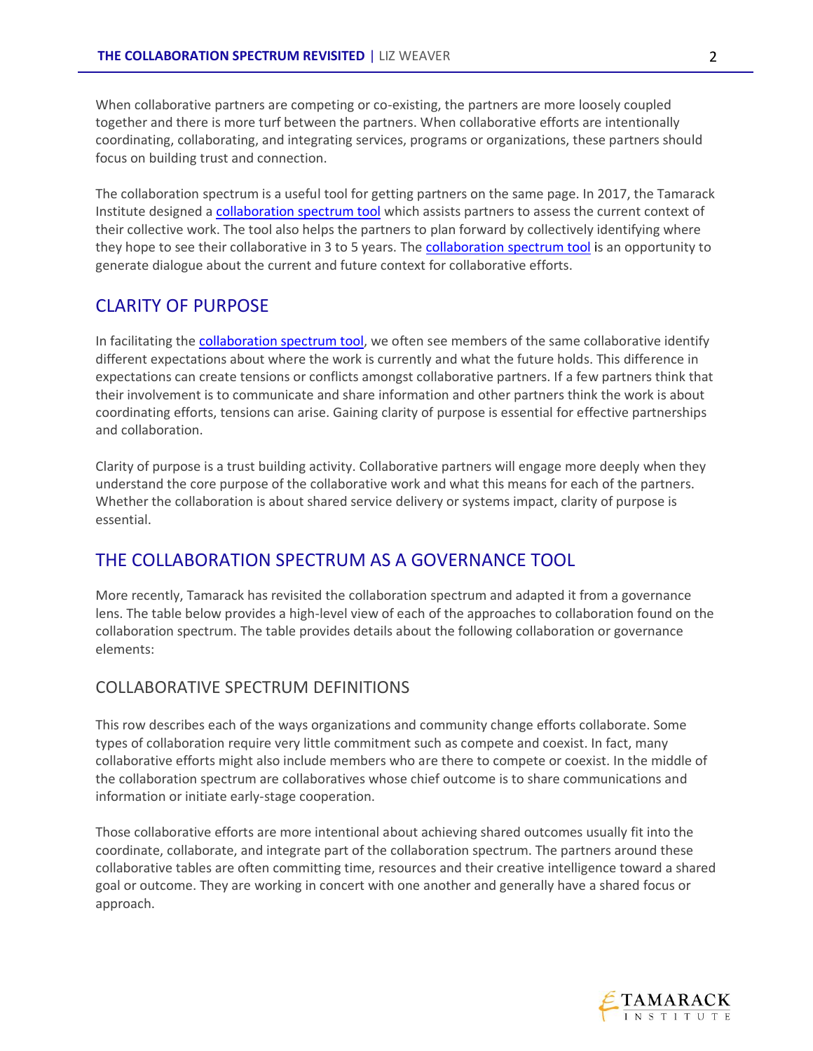When collaborative partners are competing or co-existing, the partners are more loosely coupled together and there is more turf between the partners. When collaborative efforts are intentionally coordinating, collaborating, and integrating services, programs or organizations, these partners should focus on building trust and connection.

The collaboration spectrum is a useful tool for getting partners on the same page. In 2017, the Tamarack Institute designed a [collaboration spectrum tool] which assists partners to assess the current context of their collective work. The tool also helps the partners to plan forward by collectively identifying where they hope to see their collaborative in 3 to 5 years. The [collaboration spectrum tool] is an opportunity to generate dialogue about the current and future context for collaborative efforts.

## CLARITY OF PURPOSE

In facilitating the [collaboration spectrum tool], we often see members of the same collaborative identify different expectations about where the work is currently and what the future holds. This difference in expectations can create tensions or conflicts amongst collaborative partners. If a few partners think that their involvement is to communicate and share information and other partners think the work is about coordinating efforts, tensions can arise. Gaining clarity of purpose is essential for effective partnerships and collaboration.

Clarity of purpose is a trust building activity. Collaborative partners will engage more deeply when they understand the core purpose of the collaborative work and what this means for each of the partners. Whether the collaboration is about shared service delivery or systems impact, clarity of purpose is essential.

## THE COLLABORATION SPECTRUM AS A GOVERNANCE TOOL

More recently, Tamarack has revisited the collaboration spectrum and adapted it from a governance lens. The table below provides a high-level view of each of the approaches to collaboration found on the collaboration spectrum. The table provides details about the following collaboration or governance elements:

### COLLABORATIVE SPECTRUM DEFINITIONS

This row describes each of the ways organizations and community change efforts collaborate. Some types of collaboration require very little commitment such as compete and coexist. In fact, many collaborative efforts might also include members who are there to compete or coexist. In the middle of the collaboration spectrum are collaboratives whose chief outcome is to share communications and information or initiate early-stage cooperation.

Those collaborative efforts are more intentional about achieving shared outcomes usually fit into the coordinate, collaborate, and integrate part of the collaboration spectrum. The partners around these collaborative tables are often committing time, resources and their creative intelligence toward a shared goal or outcome. They are working in concert with one another and generally have a shared focus or approach.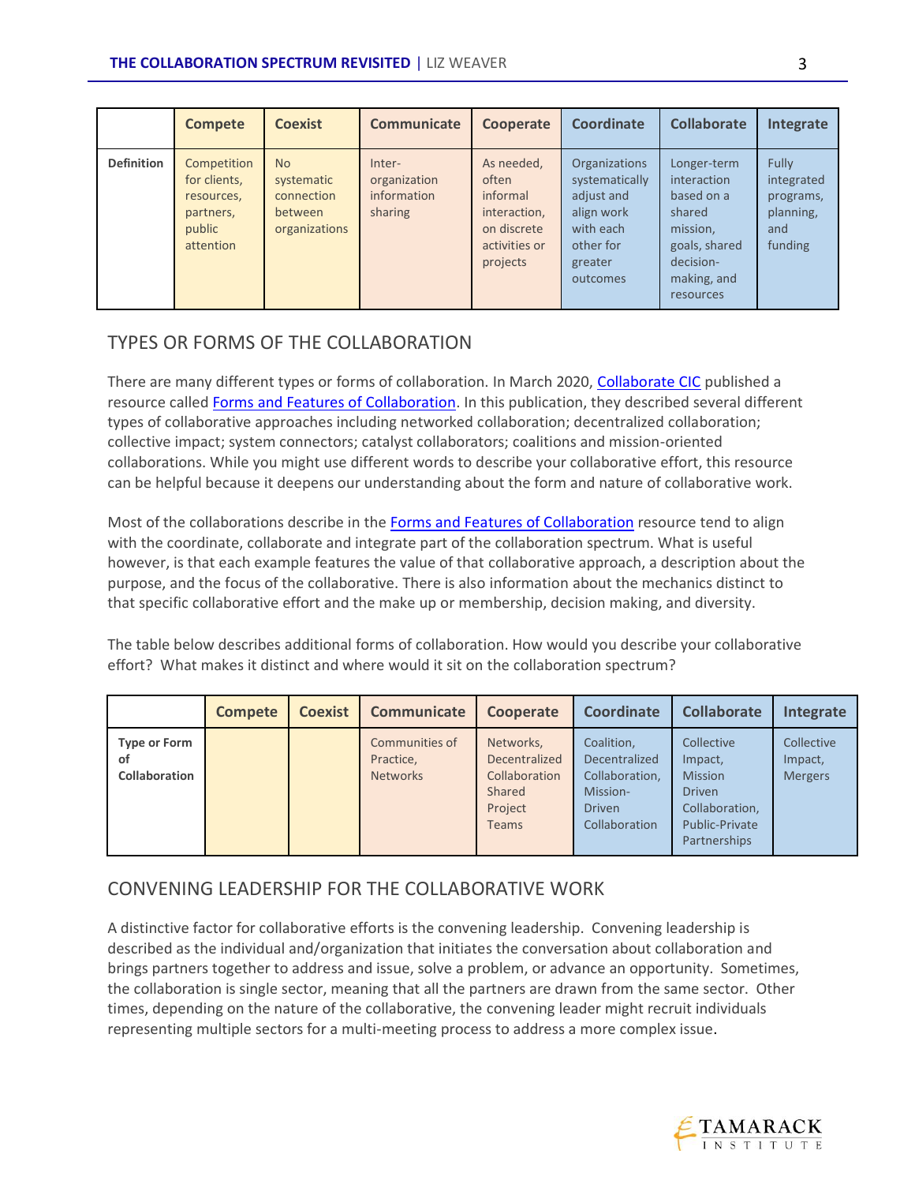| | Compete | Coexist | Communicate | Cooperate | Coordinate | Collaborate | Integrate |
|---|---|---|---|---|---|---|---|
| **Definition** | Competition for clients, resources, partners, public attention | No systematic connection between organizations | Inter-organization information sharing | As needed, often informal interaction, on discrete activities or projects | Organizations systematically adjust and align work with each other for greater outcomes | Longer-term interaction based on a shared mission, goals, shared decision-making, and resources | Fully integrated programs, planning, and funding |

## TYPES OR FORMS OF THE COLLABORATION

There are many different types or forms of collaboration. In March 2020, [Collaborate CIC] published a resource called [Forms and Features of Collaboration]. In this publication, they described several different types of collaborative approaches including networked collaboration; decentralized collaboration; collective impact; system connectors; catalyst collaborators; coalitions and mission-oriented collaborations. While you might use different words to describe your collaborative effort, this resource can be helpful because it deepens our understanding about the form and nature of collaborative work.

Most of the collaborations describe in the [Forms and Features of Collaboration] resource tend to align with the coordinate, collaborate and integrate part of the collaboration spectrum. What is useful however, is that each example features the value of that collaborative approach, a description about the purpose, and the focus of the collaborative. There is also information about the mechanics distinct to that specific collaborative effort and the make up or membership, decision making, and diversity.

The table below describes additional forms of collaboration. How would you describe your collaborative effort? What makes it distinct and where would it sit on the collaboration spectrum?

| | Compete | Coexist | Communicate | Cooperate | Coordinate | Collaborate | Integrate |
|---|---|---|---|---|---|---|---|
| **Type or Form of Collaboration** | | | Communities of Practice, Networks | Networks, Decentralized Collaboration Shared Project Teams | Coalition, Decentralized Collaboration, Mission-Driven Collaboration | Collective Impact, Mission Driven Collaboration, Public-Private Partnerships | Collective Impact, Mergers |

## CONVENING LEADERSHIP FOR THE COLLABORATIVE WORK

A distinctive factor for collaborative efforts is the convening leadership. Convening leadership is described as the individual and/organization that initiates the conversation about collaboration and brings partners together to address and issue, solve a problem, or advance an opportunity. Sometimes, the collaboration is single sector, meaning that all the partners are drawn from the same sector. Other times, depending on the nature of the collaborative, the convening leader might recruit individuals representing multiple sectors for a multi-meeting process to address a more complex issue.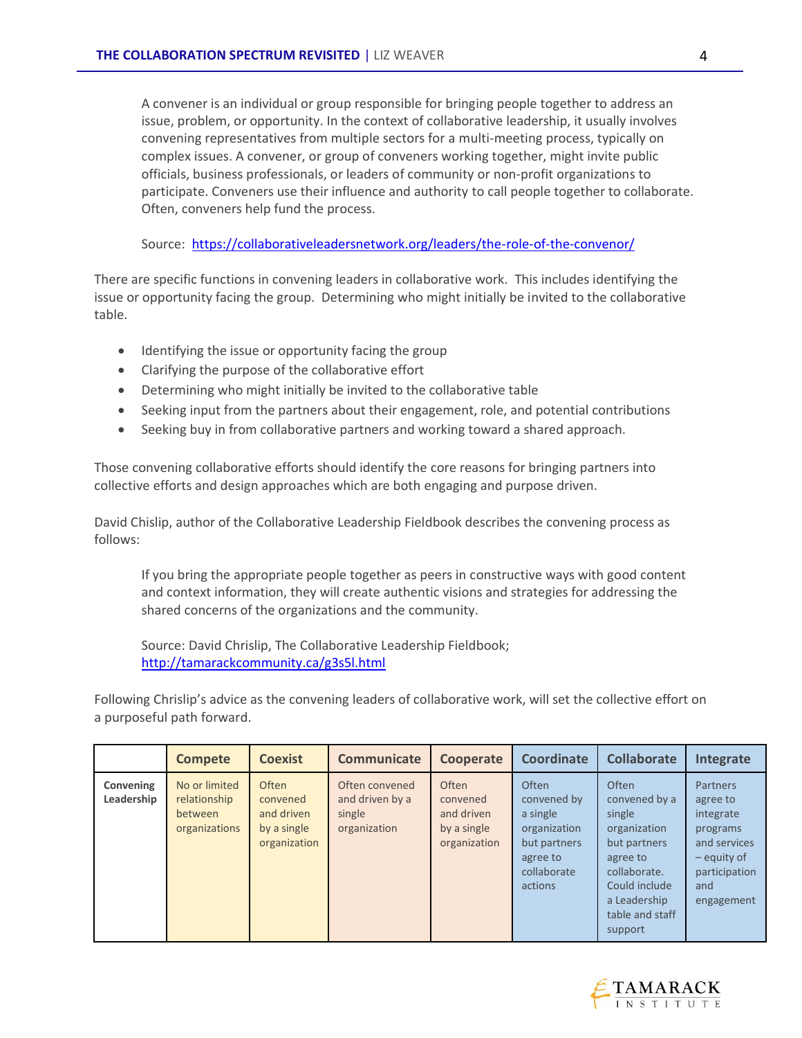> A convener is an individual or group responsible for bringing people together to address an issue, problem, or opportunity. In the context of collaborative leadership, it usually involves convening representatives from multiple sectors for a multi-meeting process, typically on complex issues. A convener, or group of conveners working together, might invite public officials, business professionals, or leaders of community or non-profit organizations to participate. Conveners use their influence and authority to call people together to collaborate. Often, conveners help fund the process.
>
> Source: https://collaborativeleadersnetwork.org/leaders/the-role-of-the-convenor/

There are specific functions in convening leaders in collaborative work. This includes identifying the issue or opportunity facing the group. Determining who might initially be invited to the collaborative table.

- Identifying the issue or opportunity facing the group
- Clarifying the purpose of the collaborative effort
- Determining who might initially be invited to the collaborative table
- Seeking input from the partners about their engagement, role, and potential contributions
- Seeking buy in from collaborative partners and working toward a shared approach.

Those convening collaborative efforts should identify the core reasons for bringing partners into collective efforts and design approaches which are both engaging and purpose driven.

David Chislip, author of the Collaborative Leadership Fieldbook describes the convening process as follows:

> If you bring the appropriate people together as peers in constructive ways with good content and context information, they will create authentic visions and strategies for addressing the shared concerns of the organizations and the community.
>
> Source: David Chrislip, The Collaborative Leadership Fieldbook; http://tamarackcommunity.ca/g3s5l.html

Following Chrislip's advice as the convening leaders of collaborative work, will set the collective effort on a purposeful path forward.

| | Compete | Coexist | Communicate | Cooperate | Coordinate | Collaborate | Integrate |
|---|---|---|---|---|---|---|---|
| **Convening Leadership** | No or limited relationship between organizations | Often convened and driven by a single organization | Often convened and driven by a single organization | Often convened and driven by a single organization | Often convened by a single organization but partners agree to collaborate actions | Often convened by a single organization but partners agree to collaborate. Could include a Leadership table and staff support | Partners agree to integrate programs and services – equity of participation and engagement |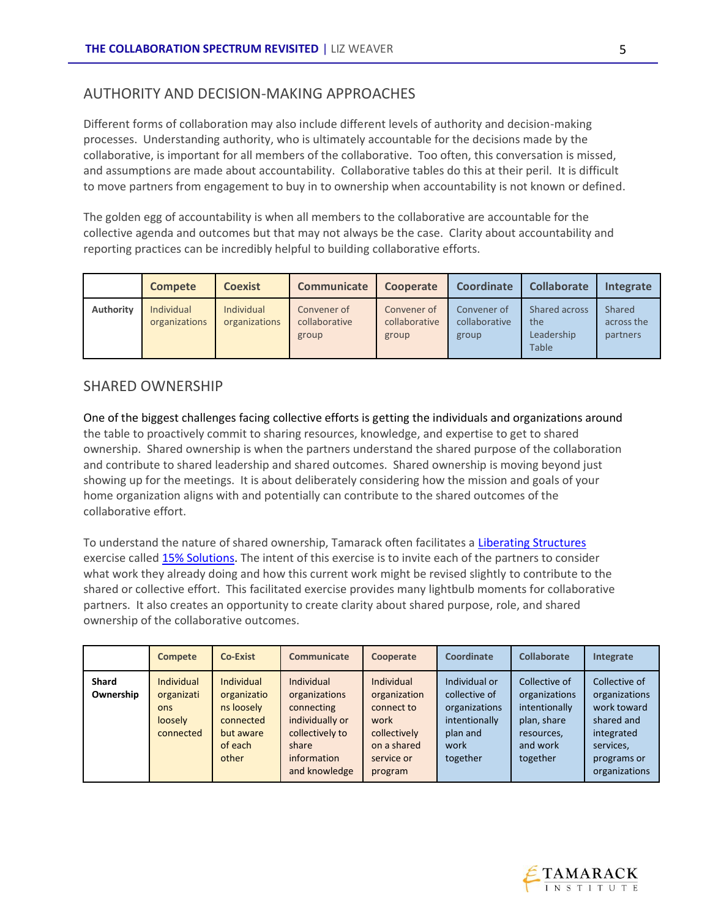## AUTHORITY AND DECISION-MAKING APPROACHES

Different forms of collaboration may also include different levels of authority and decision-making processes. Understanding authority, who is ultimately accountable for the decisions made by the collaborative, is important for all members of the collaborative. Too often, this conversation is missed, and assumptions are made about accountability. Collaborative tables do this at their peril. It is difficult to move partners from engagement to buy in to ownership when accountability is not known or defined.

The golden egg of accountability is when all members to the collaborative are accountable for the collective agenda and outcomes but that may not always be the case. Clarity about accountability and reporting practices can be incredibly helpful to building collaborative efforts.

| | Compete | Coexist | Communicate | Cooperate | Coordinate | Collaborate | Integrate |
|---|---|---|---|---|---|---|---|
| **Authority** | Individual organizations | Individual organizations | Convener of collaborative group | Convener of collaborative group | Convener of collaborative group | Shared across the Leadership Table | Shared across the partners |

## SHARED OWNERSHIP

One of the biggest challenges facing collective efforts is getting the individuals and organizations around the table to proactively commit to sharing resources, knowledge, and expertise to get to shared ownership. Shared ownership is when the partners understand the shared purpose of the collaboration and contribute to shared leadership and shared outcomes. Shared ownership is moving beyond just showing up for the meetings. It is about deliberately considering how the mission and goals of your home organization aligns with and potentially can contribute to the shared outcomes of the collaborative effort.

To understand the nature of shared ownership, Tamarack often facilitates a Liberating Structures exercise called 15% Solutions. The intent of this exercise is to invite each of the partners to consider what work they already doing and how this current work might be revised slightly to contribute to the shared or collective effort. This facilitated exercise provides many lightbulb moments for collaborative partners. It also creates an opportunity to create clarity about shared purpose, role, and shared ownership of the collaborative outcomes.

| | Compete | Co-Exist | Communicate | Cooperate | Coordinate | Collaborate | Integrate |
|---|---|---|---|---|---|---|---|
| **Shard Ownership** | Individual organizations loosely connected | Individual organizations loosely connected but aware of each other | Individual organizations connecting individually or collectively to share information and knowledge | Individual organization connect to work collectively on a shared service or program | Individual or collective of organizations intentionally plan and work together | Collective of organizations intentionally plan, share resources, and work together | Collective of organizations work toward shared and integrated services, programs or organizations |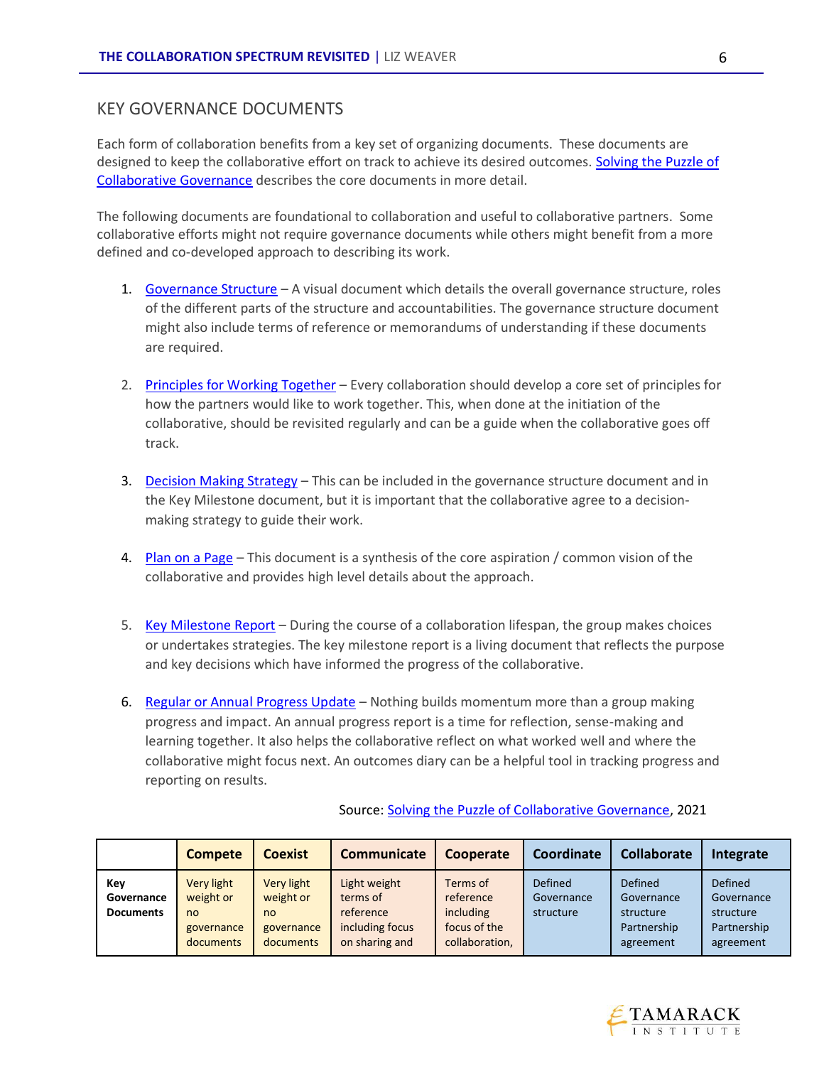## KEY GOVERNANCE DOCUMENTS

Each form of collaboration benefits from a key set of organizing documents. These documents are designed to keep the collaborative effort on track to achieve its desired outcomes. [Solving the Puzzle of Collaborative Governance]() describes the core documents in more detail.

The following documents are foundational to collaboration and useful to collaborative partners. Some collaborative efforts might not require governance documents while others might benefit from a more defined and co-developed approach to describing its work.

1. [Governance Structure]() – A visual document which details the overall governance structure, roles of the different parts of the structure and accountabilities. The governance structure document might also include terms of reference or memorandums of understanding if these documents are required.

2. [Principles for Working Together]() – Every collaboration should develop a core set of principles for how the partners would like to work together. This, when done at the initiation of the collaborative, should be revisited regularly and can be a guide when the collaborative goes off track.

3. [Decision Making Strategy]() – This can be included in the governance structure document and in the Key Milestone document, but it is important that the collaborative agree to a decision-making strategy to guide their work.

4. [Plan on a Page]() – This document is a synthesis of the core aspiration / common vision of the collaborative and provides high level details about the approach.

5. [Key Milestone Report]() – During the course of a collaboration lifespan, the group makes choices or undertakes strategies. The key milestone report is a living document that reflects the purpose and key decisions which have informed the progress of the collaborative.

6. [Regular or Annual Progress Update]() – Nothing builds momentum more than a group making progress and impact. An annual progress report is a time for reflection, sense-making and learning together. It also helps the collaborative reflect on what worked well and where the collaborative might focus next. An outcomes diary can be a helpful tool in tracking progress and reporting on results.

Source: [Solving the Puzzle of Collaborative Governance](), 2021

| | Compete | Coexist | Communicate | Cooperate | Coordinate | Collaborate | Integrate |
|---|---|---|---|---|---|---|---|
| **Key Governance Documents** | Very light weight or no governance documents | Very light weight or no governance documents | Light weight terms of reference including focus on sharing and | Terms of reference including focus of the collaboration, | Defined Governance structure | Defined Governance structure Partnership agreement | Defined Governance structure Partnership agreement |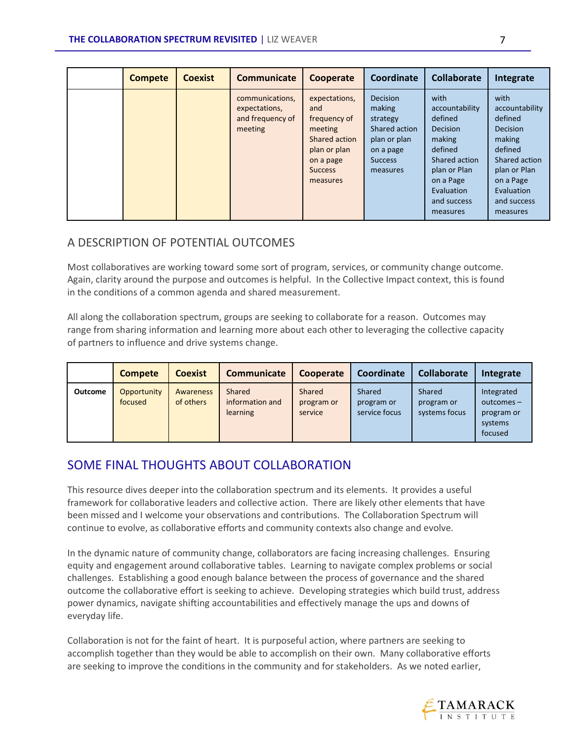| | Compete | Coexist | Communicate | Cooperate | Coordinate | Collaborate | Integrate |
|---|---|---|---|---|---|---|---|
| | | | communications, expectations, and frequency of meeting | expectations, and frequency of meeting Shared action plan or plan on a page Success measures | Decision making strategy Shared action plan or plan on a page Success measures | with accountability defined Decision making defined Shared action plan or Plan on a Page Evaluation and success measures | with accountability defined Decision making defined Shared action plan or Plan on a Page Evaluation and success measures |

## A DESCRIPTION OF POTENTIAL OUTCOMES

Most collaboratives are working toward some sort of program, services, or community change outcome. Again, clarity around the purpose and outcomes is helpful. In the Collective Impact context, this is found in the conditions of a common agenda and shared measurement.

All along the collaboration spectrum, groups are seeking to collaborate for a reason. Outcomes may range from sharing information and learning more about each other to leveraging the collective capacity of partners to influence and drive systems change.

| | Compete | Coexist | Communicate | Cooperate | Coordinate | Collaborate | Integrate |
|---|---|---|---|---|---|---|---|
| **Outcome** | Opportunity focused | Awareness of others | Shared information and learning | Shared program or service | Shared program or service focus | Shared program or systems focus | Integrated outcomes – program or systems focused |

## SOME FINAL THOUGHTS ABOUT COLLABORATION

This resource dives deeper into the collaboration spectrum and its elements. It provides a useful framework for collaborative leaders and collective action. There are likely other elements that have been missed and I welcome your observations and contributions. The Collaboration Spectrum will continue to evolve, as collaborative efforts and community contexts also change and evolve.

In the dynamic nature of community change, collaborators are facing increasing challenges. Ensuring equity and engagement around collaborative tables. Learning to navigate complex problems or social challenges. Establishing a good enough balance between the process of governance and the shared outcome the collaborative effort is seeking to achieve. Developing strategies which build trust, address power dynamics, navigate shifting accountabilities and effectively manage the ups and downs of everyday life.

Collaboration is not for the faint of heart. It is purposeful action, where partners are seeking to accomplish together than they would be able to accomplish on their own. Many collaborative efforts are seeking to improve the conditions in the community and for stakeholders. As we noted earlier,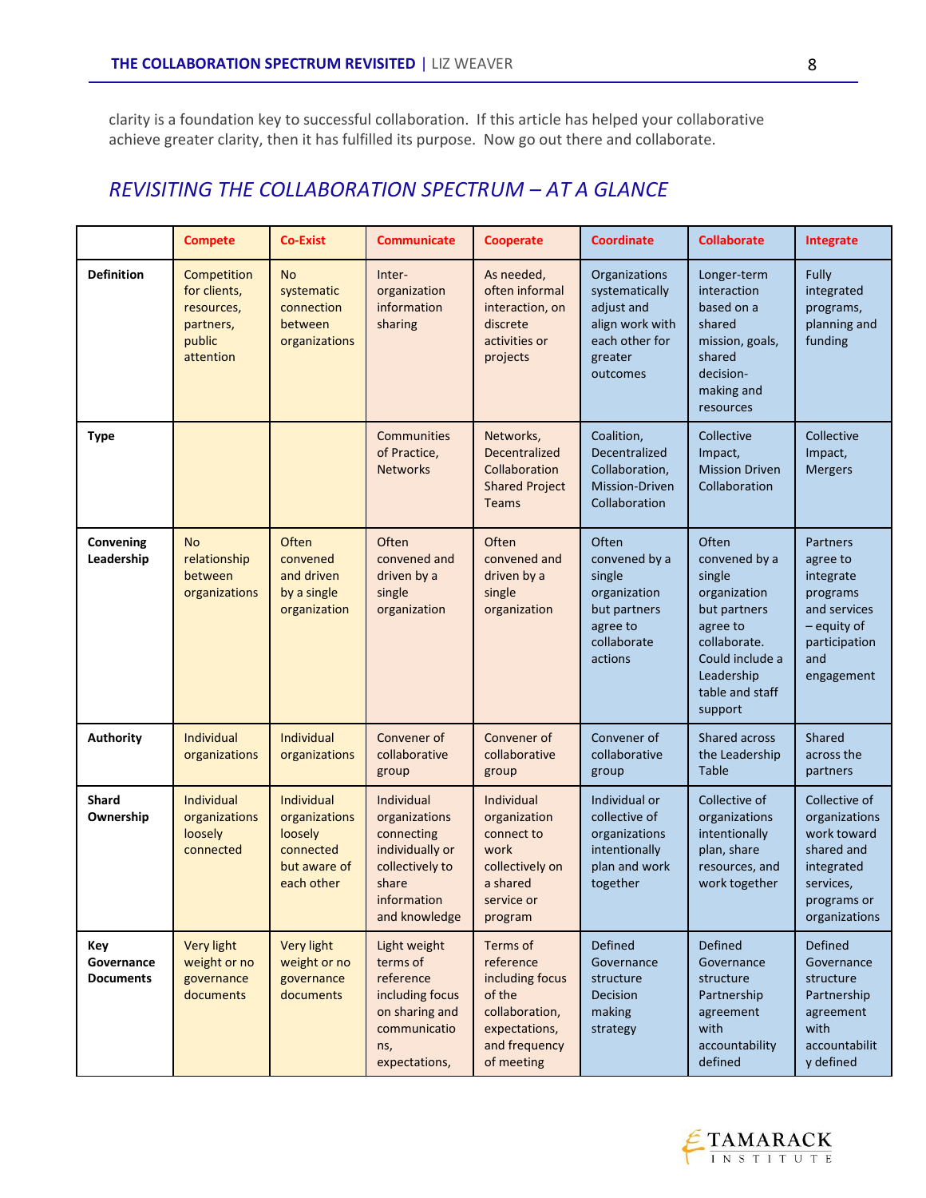clarity is a foundation key to successful collaboration. If this article has helped your collaborative achieve greater clarity, then it has fulfilled its purpose. Now go out there and collaborate.

## *REVISITING THE COLLABORATION SPECTRUM – AT A GLANCE*

| | Compete | Co-Exist | Communicate | Cooperate | Coordinate | Collaborate | Integrate |
|---|---|---|---|---|---|---|---|
| **Definition** | Competition for clients, resources, partners, public attention | No systematic connection between organizations | Inter-organization information sharing | As needed, often informal interaction, on discrete activities or projects | Organizations systematically adjust and align work with each other for greater outcomes | Longer-term interaction based on a shared mission, goals, shared decision-making and resources | Fully integrated programs, planning and funding |
| **Type** | | | Communities of Practice, Networks | Networks, Decentralized Collaboration Shared Project Teams | Coalition, Decentralized Collaboration, Mission-Driven Collaboration | Collective Impact, Mission Driven Collaboration | Collective Impact, Mergers |
| **Convening Leadership** | No relationship between organizations | Often convened and driven by a single organization | Often convened and driven by a single organization | Often convened and driven by a single organization | Often convened by a single organization but partners agree to collaborate actions | Often convened by a single organization but partners agree to collaborate. Could include a Leadership table and staff support | Partners agree to integrate programs and services – equity of participation and engagement |
| **Authority** | Individual organizations | Individual organizations | Convener of collaborative group | Convener of collaborative group | Convener of collaborative group | Shared across the Leadership Table | Shared across the partners |
| **Shard Ownership** | Individual organizations loosely connected | Individual organizations loosely connected but aware of each other | Individual organizations connecting individually or collectively to share information and knowledge | Individual organization connect to work collectively on a shared service or program | Individual or collective of organizations intentionally plan and work together | Collective of organizations intentionally plan, share resources, and work together | Collective of organizations work toward shared and integrated services, programs or organizations |
| **Key Governance Documents** | Very light weight or no governance documents | Very light weight or no governance documents | Light weight terms of reference including focus on sharing and communications, expectations, | Terms of reference including focus of the collaboration, expectations, and frequency of meeting | Defined Governance structure Decision making strategy | Defined Governance structure Partnership agreement with accountability defined | Defined Governance structure Partnership agreement with accountability defined |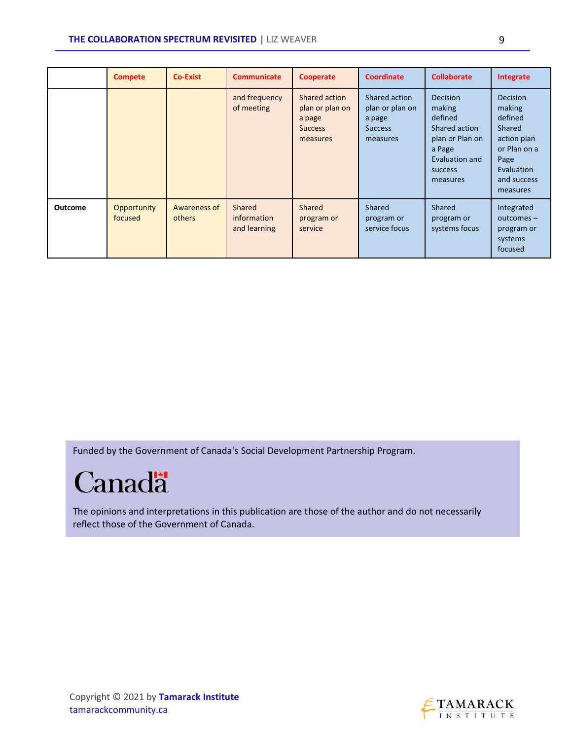| | Compete | Co-Exist | Communicate | Cooperate | Coordinate | Collaborate | Integrate |
|---|---|---|---|---|---|---|---|
| | | | and frequency of meeting | Shared action plan or plan on a page Success measures | Shared action plan or plan on a page Success measures | Decision making defined Shared action plan or Plan on a Page Evaluation and success measures | Decision making defined Shared action plan or Plan on a Page Evaluation and success measures |
| **Outcome** | Opportunity focused | Awareness of others | Shared information and learning | Shared program or service | Shared program or service focus | Shared program or systems focus | Integrated outcomes – program or systems focused |

Funded by the Government of Canada's Social Development Partnership Program.

Canada

The opinions and interpretations in this publication are those of the author and do not necessarily reflect those of the Government of Canada.

Copyright © 2021 by **Tamarack Institute**
tamarackcommunity.ca